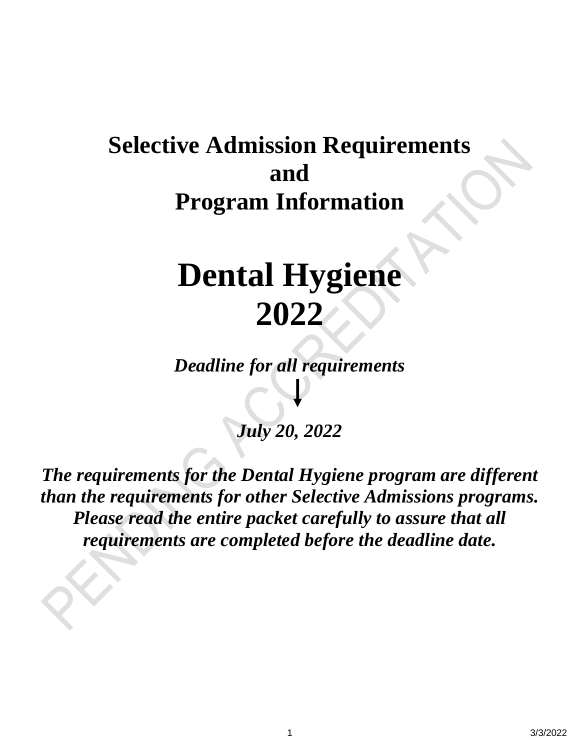# Selective Admission Requirements
# and
# Program Information

# Dental Hygiene
# 2022

***Deadline for all requirements***

↓

***July 20, 2022***

***The requirements for the Dental Hygiene program are different than the requirements for other Selective Admissions programs. Please read the entire packet carefully to assure that all requirements are completed before the deadline date.***

PENDING ACCREDITATION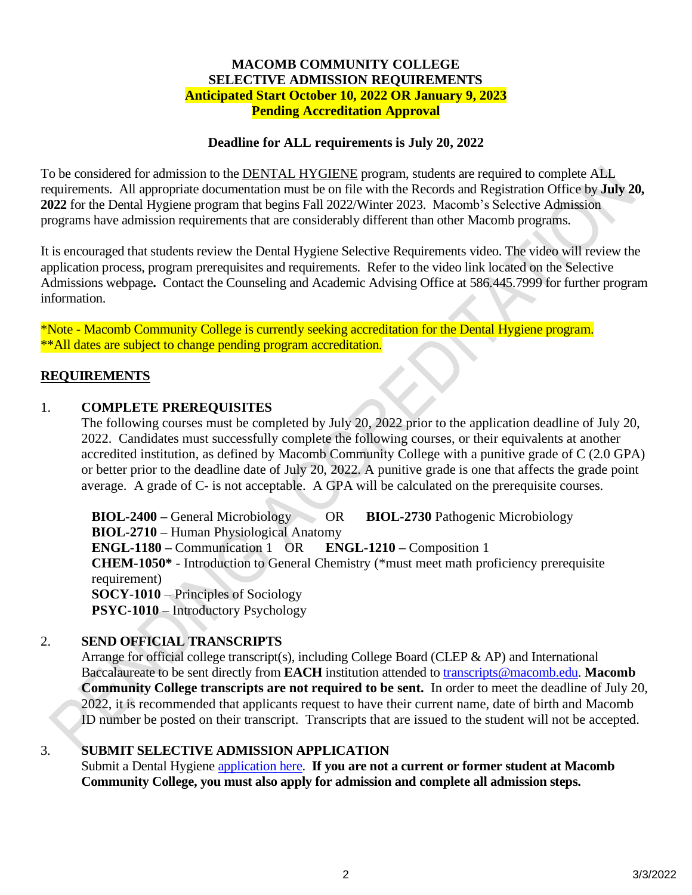**MACOMB COMMUNITY COLLEGE**
**SELECTIVE ADMISSION REQUIREMENTS**
**Anticipated Start October 10, 2022 OR January 9, 2023**
**Pending Accreditation Approval**

**Deadline for ALL requirements is July 20, 2022**

To be considered for admission to the DENTAL HYGIENE program, students are required to complete ALL requirements. All appropriate documentation must be on file with the Records and Registration Office by **July 20, 2022** for the Dental Hygiene program that begins Fall 2022/Winter 2023. Macomb's Selective Admission programs have admission requirements that are considerably different than other Macomb programs.

It is encouraged that students review the Dental Hygiene Selective Requirements video. The video will review the application process, program prerequisites and requirements. Refer to the video link located on the Selective Admissions webpage**.** Contact the Counseling and Academic Advising Office at 586.445.7999 for further program information.

*Note - Macomb Community College is currently seeking accreditation for the Dental Hygiene program.
**All dates are subject to change pending program accreditation.

## REQUIREMENTS

1. **COMPLETE PREREQUISITES**
   The following courses must be completed by July 20, 2022 prior to the application deadline of July 20, 2022. Candidates must successfully complete the following courses, or their equivalents at another accredited institution, as defined by Macomb Community College with a punitive grade of C (2.0 GPA) or better prior to the deadline date of July 20, 2022. A punitive grade is one that affects the grade point average. A grade of C- is not acceptable. A GPA will be calculated on the prerequisite courses.

   **BIOL-2400 –** General Microbiology OR **BIOL-2730** Pathogenic Microbiology
   **BIOL-2710 –** Human Physiological Anatomy
   **ENGL-1180 –** Communication 1 OR **ENGL-1210 –** Composition 1
   **CHEM-1050*** - Introduction to General Chemistry (*must meet math proficiency prerequisite requirement)
   **SOCY-1010** – Principles of Sociology
   **PSYC-1010** – Introductory Psychology

2. **SEND OFFICIAL TRANSCRIPTS**
   Arrange for official college transcript(s), including College Board (CLEP & AP) and International Baccalaureate to be sent directly from **EACH** institution attended to transcripts@macomb.edu. **Macomb Community College transcripts are not required to be sent.** In order to meet the deadline of July 20, 2022, it is recommended that applicants request to have their current name, date of birth and Macomb ID number be posted on their transcript. Transcripts that are issued to the student will not be accepted.

3. **SUBMIT SELECTIVE ADMISSION APPLICATION**
   Submit a Dental Hygiene application here. **If you are not a current or former student at Macomb Community College, you must also apply for admission and complete all admission steps.**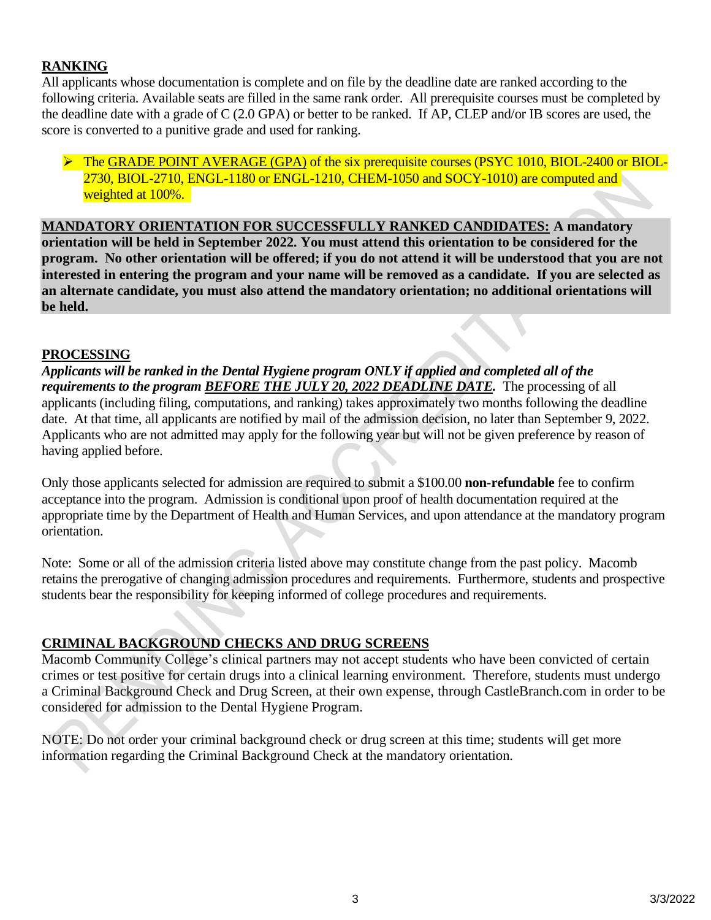## RANKING

All applicants whose documentation is complete and on file by the deadline date are ranked according to the following criteria. Available seats are filled in the same rank order. All prerequisite courses must be completed by the deadline date with a grade of C (2.0 GPA) or better to be ranked. If AP, CLEP and/or IB scores are used, the score is converted to a punitive grade and used for ranking.

- The GRADE POINT AVERAGE (GPA) of the six prerequisite courses (PSYC 1010, BIOL-2400 or BIOL-2730, BIOL-2710, ENGL-1180 or ENGL-1210, CHEM-1050 and SOCY-1010) are computed and weighted at 100%.

**MANDATORY ORIENTATION FOR SUCCESSFULLY RANKED CANDIDATES: A mandatory orientation will be held in September 2022. You must attend this orientation to be considered for the program. No other orientation will be offered; if you do not attend it will be understood that you are not interested in entering the program and your name will be removed as a candidate. If you are selected as an alternate candidate, you must also attend the mandatory orientation; no additional orientations will be held.**

## PROCESSING

***Applicants will be ranked in the Dental Hygiene program ONLY if applied and completed all of the requirements to the program BEFORE THE JULY 20, 2022 DEADLINE DATE.*** The processing of all applicants (including filing, computations, and ranking) takes approximately two months following the deadline date. At that time, all applicants are notified by mail of the admission decision, no later than September 9, 2022. Applicants who are not admitted may apply for the following year but will not be given preference by reason of having applied before.

Only those applicants selected for admission are required to submit a $100.00 **non-refundable** fee to confirm acceptance into the program. Admission is conditional upon proof of health documentation required at the appropriate time by the Department of Health and Human Services, and upon attendance at the mandatory program orientation.

Note: Some or all of the admission criteria listed above may constitute change from the past policy. Macomb retains the prerogative of changing admission procedures and requirements. Furthermore, students and prospective students bear the responsibility for keeping informed of college procedures and requirements.

## CRIMINAL BACKGROUND CHECKS AND DRUG SCREENS

Macomb Community College's clinical partners may not accept students who have been convicted of certain crimes or test positive for certain drugs into a clinical learning environment. Therefore, students must undergo a Criminal Background Check and Drug Screen, at their own expense, through CastleBranch.com in order to be considered for admission to the Dental Hygiene Program.

NOTE: Do not order your criminal background check or drug screen at this time; students will get more information regarding the Criminal Background Check at the mandatory orientation.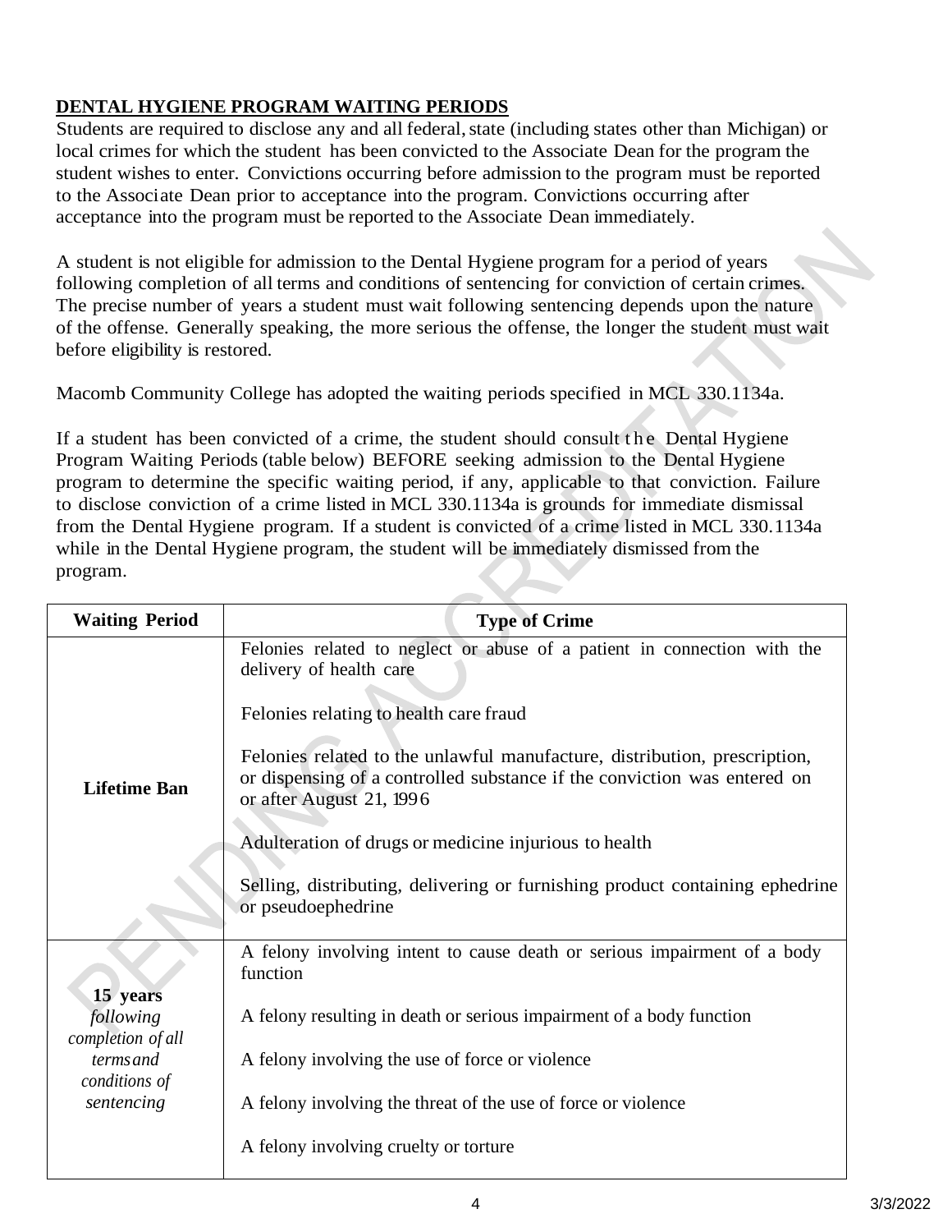## DENTAL HYGIENE PROGRAM WAITING PERIODS

Students are required to disclose any and all federal, state (including states other than Michigan) or local crimes for which the student has been convicted to the Associate Dean for the program the student wishes to enter. Convictions occurring before admission to the program must be reported to the Associate Dean prior to acceptance into the program. Convictions occurring after acceptance into the program must be reported to the Associate Dean immediately.

A student is not eligible for admission to the Dental Hygiene program for a period of years following completion of all terms and conditions of sentencing for conviction of certain crimes. The precise number of years a student must wait following sentencing depends upon the nature of the offense. Generally speaking, the more serious the offense, the longer the student must wait before eligibility is restored.

Macomb Community College has adopted the waiting periods specified in MCL 330.1134a.

If a student has been convicted of a crime, the student should consult the Dental Hygiene Program Waiting Periods (table below) BEFORE seeking admission to the Dental Hygiene program to determine the specific waiting period, if any, applicable to that conviction. Failure to disclose conviction of a crime listed in MCL 330.1134a is grounds for immediate dismissal from the Dental Hygiene program. If a student is convicted of a crime listed in MCL 330.1134a while in the Dental Hygiene program, the student will be immediately dismissed from the program.

| Waiting Period | Type of Crime |
| --- | --- |
| **Lifetime Ban** | Felonies related to neglect or abuse of a patient in connection with the delivery of health care<br><br>Felonies relating to health care fraud<br><br>Felonies related to the unlawful manufacture, distribution, prescription, or dispensing of a controlled substance if the conviction was entered on or after August 21, 1996<br><br>Adulteration of drugs or medicine injurious to health<br><br>Selling, distributing, delivering or furnishing product containing ephedrine or pseudoephedrine |
| **15 years** *following completion of all terms and conditions of sentencing* | A felony involving intent to cause death or serious impairment of a body function<br><br>A felony resulting in death or serious impairment of a body function<br><br>A felony involving the use of force or violence<br><br>A felony involving the threat of the use of force or violence<br><br>A felony involving cruelty or torture |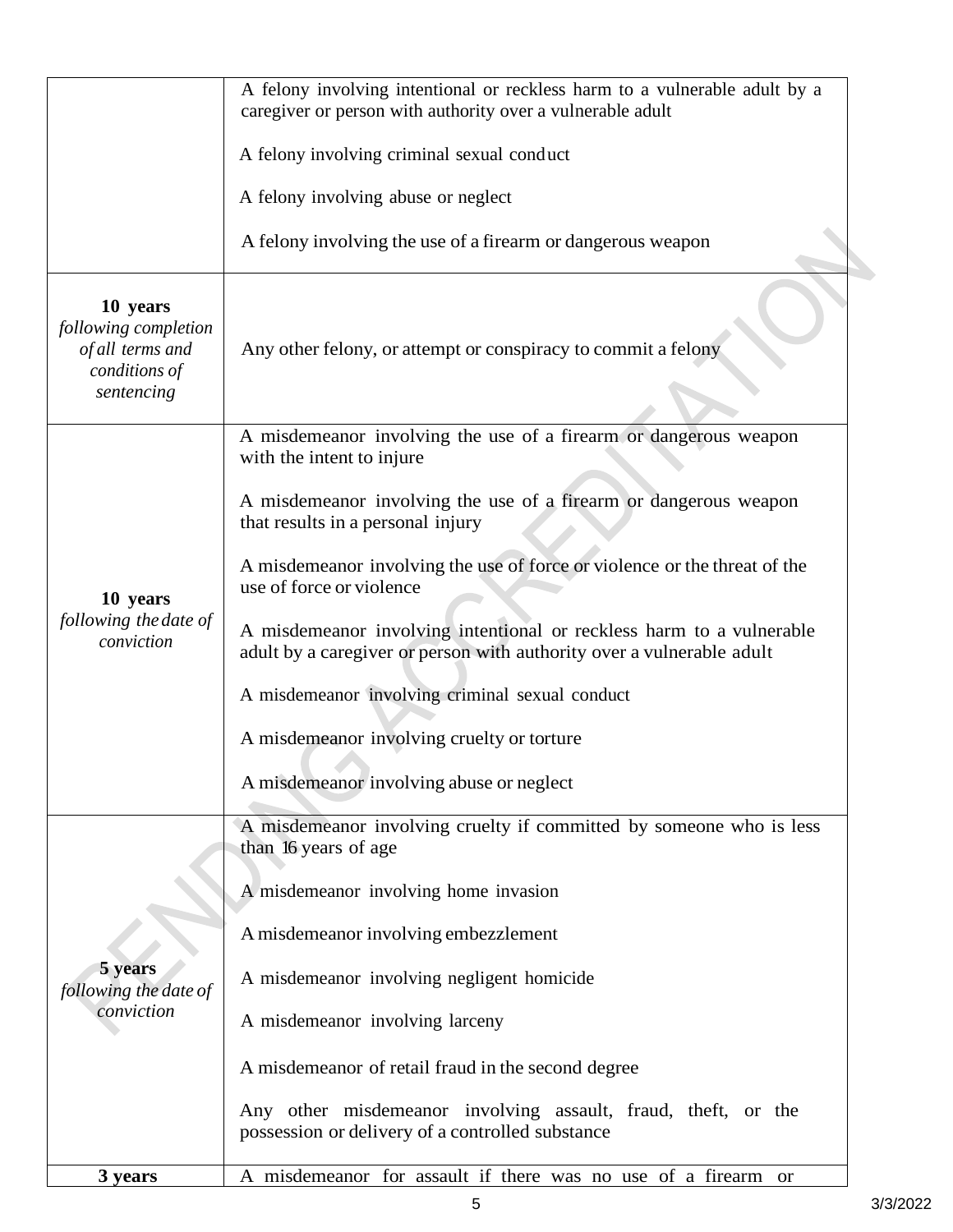| | |
|---|---|
| | A felony involving intentional or reckless harm to a vulnerable adult by a caregiver or person with authority over a vulnerable adult<br><br>A felony involving criminal sexual conduct<br><br>A felony involving abuse or neglect<br><br>A felony involving the use of a firearm or dangerous weapon |
| **10 years** *following completion of all terms and conditions of sentencing* | Any other felony, or attempt or conspiracy to commit a felony |
| **10 years** *following the date of conviction* | A misdemeanor involving the use of a firearm or dangerous weapon with the intent to injure<br><br>A misdemeanor involving the use of a firearm or dangerous weapon that results in a personal injury<br><br>A misdemeanor involving the use of force or violence or the threat of the use of force or violence<br><br>A misdemeanor involving intentional or reckless harm to a vulnerable adult by a caregiver or person with authority over a vulnerable adult<br><br>A misdemeanor involving criminal sexual conduct<br><br>A misdemeanor involving cruelty or torture<br><br>A misdemeanor involving abuse or neglect |
| **5 years** *following the date of conviction* | A misdemeanor involving cruelty if committed by someone who is less than 16 years of age<br><br>A misdemeanor involving home invasion<br><br>A misdemeanor involving embezzlement<br><br>A misdemeanor involving negligent homicide<br><br>A misdemeanor involving larceny<br><br>A misdemeanor of retail fraud in the second degree<br><br>Any other misdemeanor involving assault, fraud, theft, or the possession or delivery of a controlled substance |
| **3 years** | A misdemeanor for assault if there was no use of a firearm or |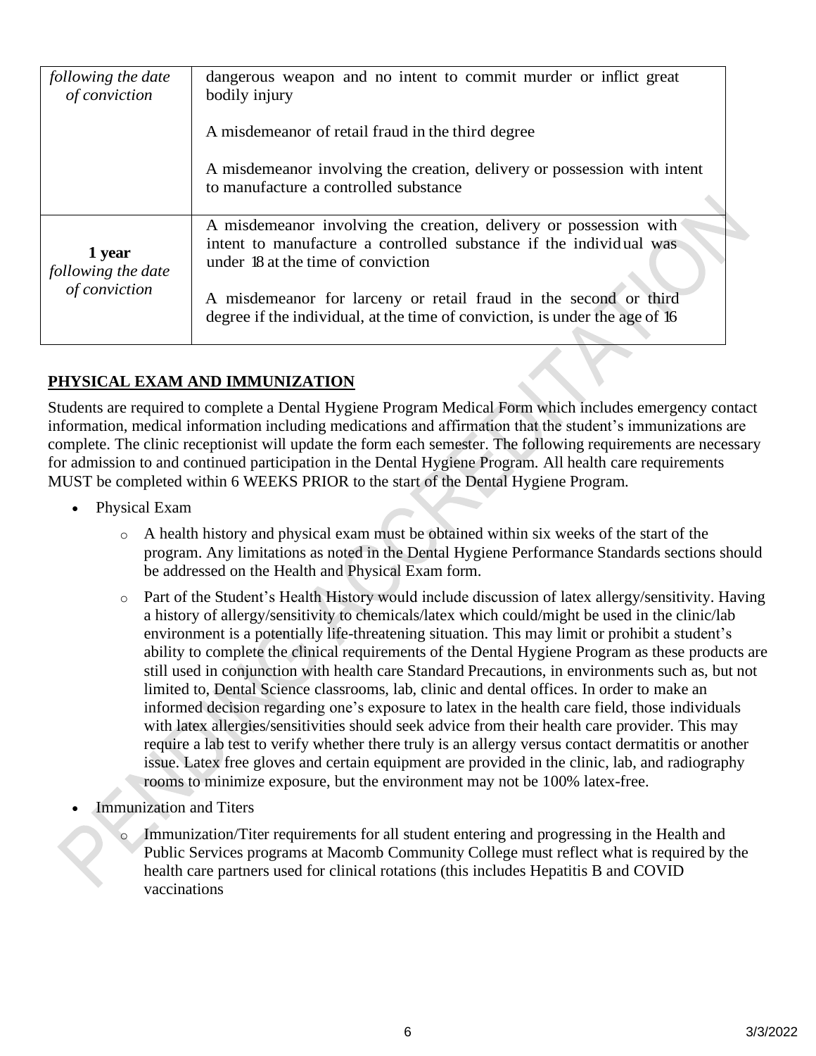| | |
|---|---|
| *following the date of conviction* | dangerous weapon and no intent to commit murder or inflict great bodily injury<br><br>A misdemeanor of retail fraud in the third degree<br><br>A misdemeanor involving the creation, delivery or possession with intent to manufacture a controlled substance |
| **1 year** *following the date of conviction* | A misdemeanor involving the creation, delivery or possession with intent to manufacture a controlled substance if the individual was under 18 at the time of conviction<br><br>A misdemeanor for larceny or retail fraud in the second or third degree if the individual, at the time of conviction, is under the age of 16 |

**PHYSICAL EXAM AND IMMUNIZATION**

Students are required to complete a Dental Hygiene Program Medical Form which includes emergency contact information, medical information including medications and affirmation that the student's immunizations are complete. The clinic receptionist will update the form each semester. The following requirements are necessary for admission to and continued participation in the Dental Hygiene Program. All health care requirements MUST be completed within 6 WEEKS PRIOR to the start of the Dental Hygiene Program.

- Physical Exam
  - A health history and physical exam must be obtained within six weeks of the start of the program. Any limitations as noted in the Dental Hygiene Performance Standards sections should be addressed on the Health and Physical Exam form.
  - Part of the Student's Health History would include discussion of latex allergy/sensitivity. Having a history of allergy/sensitivity to chemicals/latex which could/might be used in the clinic/lab environment is a potentially life-threatening situation. This may limit or prohibit a student's ability to complete the clinical requirements of the Dental Hygiene Program as these products are still used in conjunction with health care Standard Precautions, in environments such as, but not limited to, Dental Science classrooms, lab, clinic and dental offices. In order to make an informed decision regarding one's exposure to latex in the health care field, those individuals with latex allergies/sensitivities should seek advice from their health care provider. This may require a lab test to verify whether there truly is an allergy versus contact dermatitis or another issue. Latex free gloves and certain equipment are provided in the clinic, lab, and radiography rooms to minimize exposure, but the environment may not be 100% latex-free.
- Immunization and Titers
  - Immunization/Titer requirements for all student entering and progressing in the Health and Public Services programs at Macomb Community College must reflect what is required by the health care partners used for clinical rotations (this includes Hepatitis B and COVID vaccinations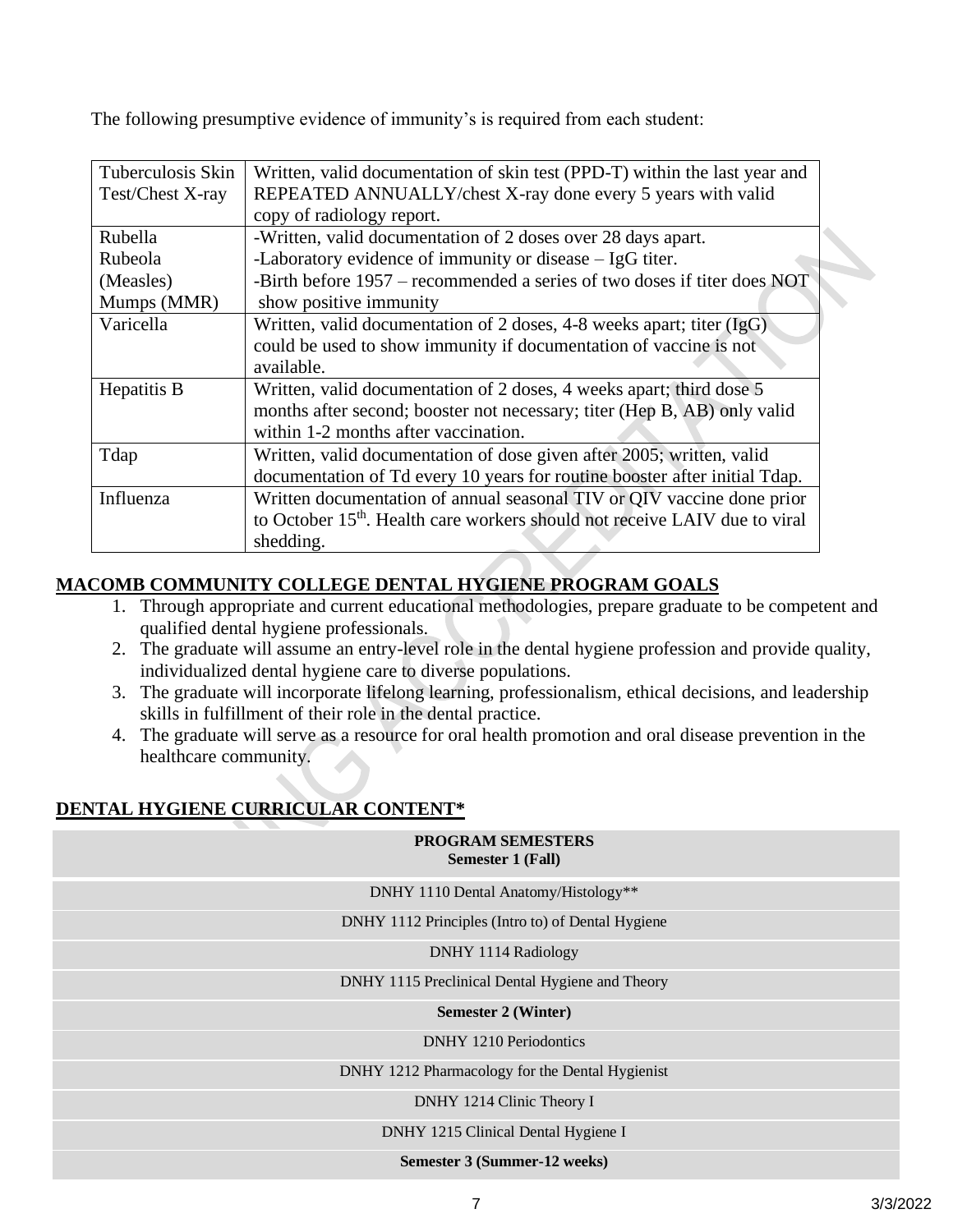The following presumptive evidence of immunity's is required from each student:

| | |
|---|---|
| Tuberculosis Skin Test/Chest X-ray | Written, valid documentation of skin test (PPD-T) within the last year and REPEATED ANNUALLY/chest X-ray done every 5 years with valid copy of radiology report. |
| Rubella<br>Rubeola<br>(Measles)<br>Mumps (MMR) | -Written, valid documentation of 2 doses over 28 days apart.<br>-Laboratory evidence of immunity or disease – IgG titer.<br>-Birth before 1957 – recommended a series of two doses if titer does NOT show positive immunity |
| Varicella | Written, valid documentation of 2 doses, 4-8 weeks apart; titer (IgG) could be used to show immunity if documentation of vaccine is not available. |
| Hepatitis B | Written, valid documentation of 2 doses, 4 weeks apart; third dose 5 months after second; booster not necessary; titer (Hep B, AB) only valid within 1-2 months after vaccination. |
| Tdap | Written, valid documentation of dose given after 2005; written, valid documentation of Td every 10 years for routine booster after initial Tdap. |
| Influenza | Written documentation of annual seasonal TIV or QIV vaccine done prior to October 15th. Health care workers should not receive LAIV due to viral shedding. |

## MACOMB COMMUNITY COLLEGE DENTAL HYGIENE PROGRAM GOALS

1. Through appropriate and current educational methodologies, prepare graduate to be competent and qualified dental hygiene professionals.
2. The graduate will assume an entry-level role in the dental hygiene profession and provide quality, individualized dental hygiene care to diverse populations.
3. The graduate will incorporate lifelong learning, professionalism, ethical decisions, and leadership skills in fulfillment of their role in the dental practice.
4. The graduate will serve as a resource for oral health promotion and oral disease prevention in the healthcare community.

## DENTAL HYGIENE CURRICULAR CONTENT*

| **PROGRAM SEMESTERS**<br>**Semester 1 (Fall)** |
|---|
| DNHY 1110 Dental Anatomy/Histology** |
| DNHY 1112 Principles (Intro to) of Dental Hygiene |
| DNHY 1114 Radiology |
| DNHY 1115 Preclinical Dental Hygiene and Theory |
| **Semester 2 (Winter)** |
| DNHY 1210 Periodontics |
| DNHY 1212 Pharmacology for the Dental Hygienist |
| DNHY 1214 Clinic Theory I |
| DNHY 1215 Clinical Dental Hygiene I |
| **Semester 3 (Summer-12 weeks)** |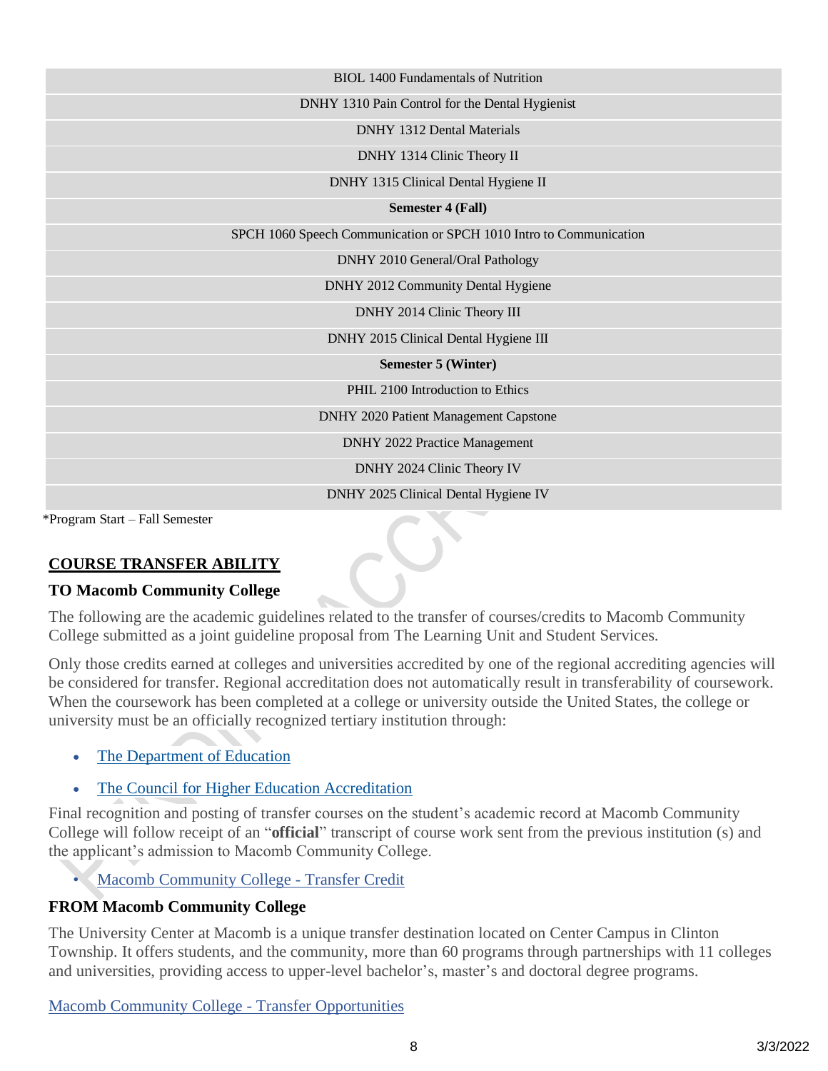| |
|---|
| BIOL 1400 Fundamentals of Nutrition |
| DNHY 1310 Pain Control for the Dental Hygienist |
| DNHY 1312 Dental Materials |
| DNHY 1314 Clinic Theory II |
| DNHY 1315 Clinical Dental Hygiene II |
| **Semester 4 (Fall)** |
| SPCH 1060 Speech Communication or SPCH 1010 Intro to Communication |
| DNHY 2010 General/Oral Pathology |
| DNHY 2012 Community Dental Hygiene |
| DNHY 2014 Clinic Theory III |
| DNHY 2015 Clinical Dental Hygiene III |
| **Semester 5 (Winter)** |
| PHIL 2100 Introduction to Ethics |
| DNHY 2020 Patient Management Capstone |
| DNHY 2022 Practice Management |
| DNHY 2024 Clinic Theory IV |
| DNHY 2025 Clinical Dental Hygiene IV |

*Program Start – Fall Semester

## COURSE TRANSFER ABILITY

### TO Macomb Community College

The following are the academic guidelines related to the transfer of courses/credits to Macomb Community College submitted as a joint guideline proposal from The Learning Unit and Student Services.

Only those credits earned at colleges and universities accredited by one of the regional accrediting agencies will be considered for transfer. Regional accreditation does not automatically result in transferability of coursework. When the coursework has been completed at a college or university outside the United States, the college or university must be an officially recognized tertiary institution through:

- The Department of Education
- The Council for Higher Education Accreditation

Final recognition and posting of transfer courses on the student's academic record at Macomb Community College will follow receipt of an "**official**" transcript of course work sent from the previous institution (s) and the applicant's admission to Macomb Community College.

- Macomb Community College - Transfer Credit

### FROM Macomb Community College

The University Center at Macomb is a unique transfer destination located on Center Campus in Clinton Township. It offers students, and the community, more than 60 programs through partnerships with 11 colleges and universities, providing access to upper-level bachelor's, master's and doctoral degree programs.

Macomb Community College - Transfer Opportunities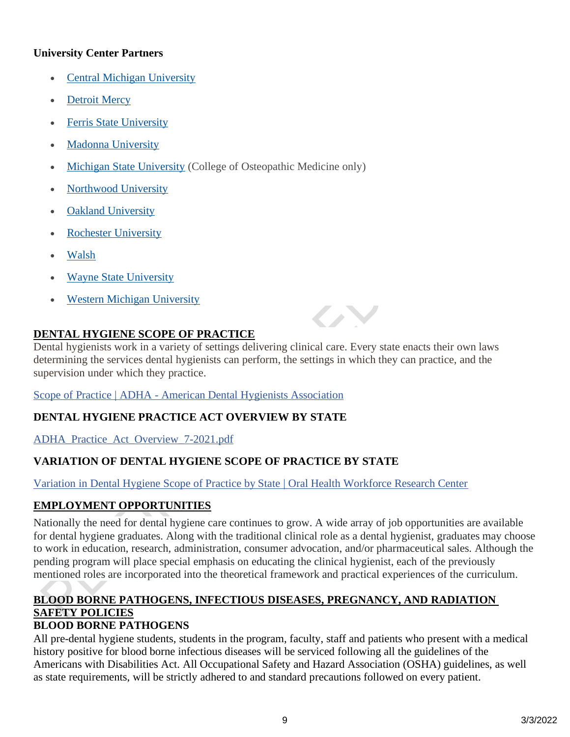**University Center Partners**

- Central Michigan University
- Detroit Mercy
- Ferris State University
- Madonna University
- Michigan State University (College of Osteopathic Medicine only)
- Northwood University
- Oakland University
- Rochester University
- Walsh
- Wayne State University
- Western Michigan University

## DENTAL HYGIENE SCOPE OF PRACTICE

Dental hygienists work in a variety of settings delivering clinical care. Every state enacts their own laws determining the services dental hygienists can perform, the settings in which they can practice, and the supervision under which they practice.

Scope of Practice | ADHA - American Dental Hygienists Association

### DENTAL HYGIENE PRACTICE ACT OVERVIEW BY STATE

ADHA_Practice_Act_Overview_7-2021.pdf

### VARIATION OF DENTAL HYGIENE SCOPE OF PRACTICE BY STATE

Variation in Dental Hygiene Scope of Practice by State | Oral Health Workforce Research Center

## EMPLOYMENT OPPORTUNITIES

Nationally the need for dental hygiene care continues to grow. A wide array of job opportunities are available for dental hygiene graduates. Along with the traditional clinical role as a dental hygienist, graduates may choose to work in education, research, administration, consumer advocation, and/or pharmaceutical sales. Although the pending program will place special emphasis on educating the clinical hygienist, each of the previously mentioned roles are incorporated into the theoretical framework and practical experiences of the curriculum.

## BLOOD BORNE PATHOGENS, INFECTIOUS DISEASES, PREGNANCY, AND RADIATION SAFETY POLICIES

### BLOOD BORNE PATHOGENS

All pre-dental hygiene students, students in the program, faculty, staff and patients who present with a medical history positive for blood borne infectious diseases will be serviced following all the guidelines of the Americans with Disabilities Act. All Occupational Safety and Hazard Association (OSHA) guidelines, as well as state requirements, will be strictly adhered to and standard precautions followed on every patient.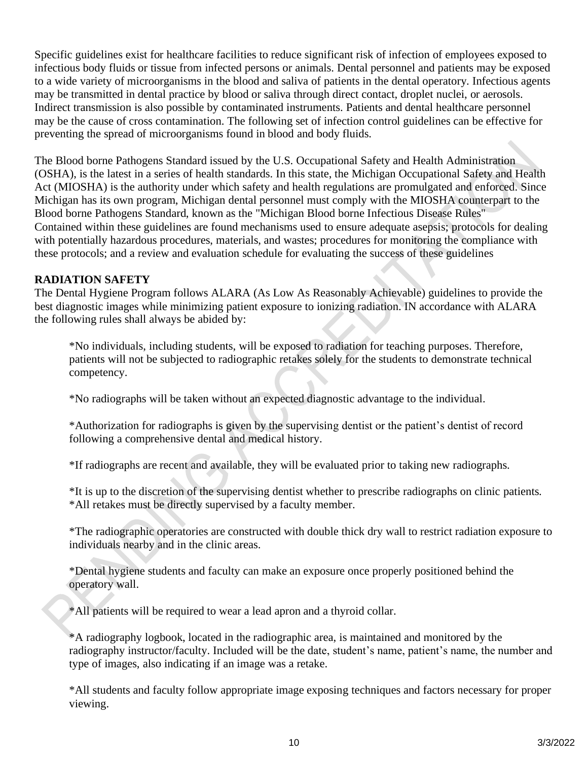Specific guidelines exist for healthcare facilities to reduce significant risk of infection of employees exposed to infectious body fluids or tissue from infected persons or animals. Dental personnel and patients may be exposed to a wide variety of microorganisms in the blood and saliva of patients in the dental operatory. Infectious agents may be transmitted in dental practice by blood or saliva through direct contact, droplet nuclei, or aerosols. Indirect transmission is also possible by contaminated instruments. Patients and dental healthcare personnel may be the cause of cross contamination. The following set of infection control guidelines can be effective for preventing the spread of microorganisms found in blood and body fluids.

The Blood borne Pathogens Standard issued by the U.S. Occupational Safety and Health Administration (OSHA), is the latest in a series of health standards. In this state, the Michigan Occupational Safety and Health Act (MIOSHA) is the authority under which safety and health regulations are promulgated and enforced. Since Michigan has its own program, Michigan dental personnel must comply with the MIOSHA counterpart to the Blood borne Pathogens Standard, known as the "Michigan Blood borne Infectious Disease Rules" Contained within these guidelines are found mechanisms used to ensure adequate asepsis; protocols for dealing with potentially hazardous procedures, materials, and wastes; procedures for monitoring the compliance with these protocols; and a review and evaluation schedule for evaluating the success of these guidelines

**RADIATION SAFETY**

The Dental Hygiene Program follows ALARA (As Low As Reasonably Achievable) guidelines to provide the best diagnostic images while minimizing patient exposure to ionizing radiation. IN accordance with ALARA the following rules shall always be abided by:

*No individuals, including students, will be exposed to radiation for teaching purposes. Therefore, patients will not be subjected to radiographic retakes solely for the students to demonstrate technical competency.

*No radiographs will be taken without an expected diagnostic advantage to the individual.

*Authorization for radiographs is given by the supervising dentist or the patient's dentist of record following a comprehensive dental and medical history.

*If radiographs are recent and available, they will be evaluated prior to taking new radiographs.

*It is up to the discretion of the supervising dentist whether to prescribe radiographs on clinic patients.
*All retakes must be directly supervised by a faculty member.

*The radiographic operatories are constructed with double thick dry wall to restrict radiation exposure to individuals nearby and in the clinic areas.

*Dental hygiene students and faculty can make an exposure once properly positioned behind the operatory wall.

*All patients will be required to wear a lead apron and a thyroid collar.

*A radiography logbook, located in the radiographic area, is maintained and monitored by the radiography instructor/faculty. Included will be the date, student's name, patient's name, the number and type of images, also indicating if an image was a retake.

*All students and faculty follow appropriate image exposing techniques and factors necessary for proper viewing.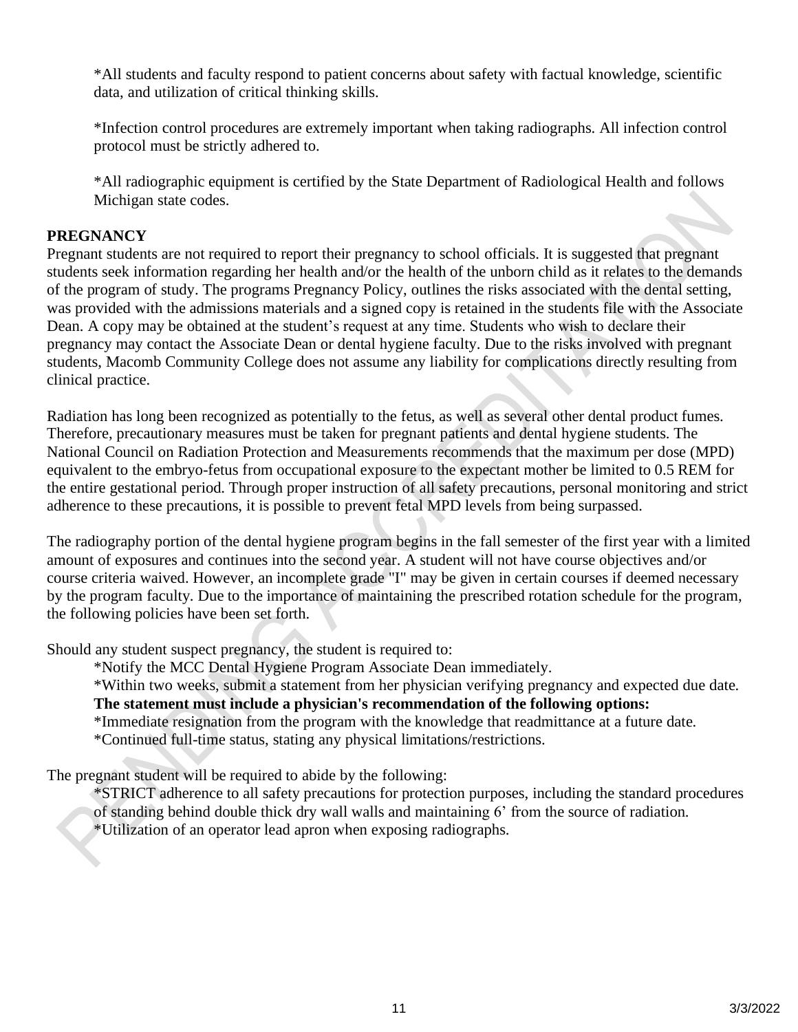*All students and faculty respond to patient concerns about safety with factual knowledge, scientific data, and utilization of critical thinking skills.

*Infection control procedures are extremely important when taking radiographs. All infection control protocol must be strictly adhered to.

*All radiographic equipment is certified by the State Department of Radiological Health and follows Michigan state codes.

**PREGNANCY**

Pregnant students are not required to report their pregnancy to school officials. It is suggested that pregnant students seek information regarding her health and/or the health of the unborn child as it relates to the demands of the program of study. The programs Pregnancy Policy, outlines the risks associated with the dental setting, was provided with the admissions materials and a signed copy is retained in the students file with the Associate Dean. A copy may be obtained at the student's request at any time. Students who wish to declare their pregnancy may contact the Associate Dean or dental hygiene faculty. Due to the risks involved with pregnant students, Macomb Community College does not assume any liability for complications directly resulting from clinical practice.

Radiation has long been recognized as potentially to the fetus, as well as several other dental product fumes. Therefore, precautionary measures must be taken for pregnant patients and dental hygiene students. The National Council on Radiation Protection and Measurements recommends that the maximum per dose (MPD) equivalent to the embryo-fetus from occupational exposure to the expectant mother be limited to 0.5 REM for the entire gestational period. Through proper instruction of all safety precautions, personal monitoring and strict adherence to these precautions, it is possible to prevent fetal MPD levels from being surpassed.

The radiography portion of the dental hygiene program begins in the fall semester of the first year with a limited amount of exposures and continues into the second year. A student will not have course objectives and/or course criteria waived. However, an incomplete grade "I" may be given in certain courses if deemed necessary by the program faculty. Due to the importance of maintaining the prescribed rotation schedule for the program, the following policies have been set forth.

Should any student suspect pregnancy, the student is required to:

*Notify the MCC Dental Hygiene Program Associate Dean immediately.

*Within two weeks, submit a statement from her physician verifying pregnancy and expected due date.

**The statement must include a physician's recommendation of the following options:**

*Immediate resignation from the program with the knowledge that readmittance at a future date.

*Continued full-time status, stating any physical limitations/restrictions.

The pregnant student will be required to abide by the following:

*STRICT adherence to all safety precautions for protection purposes, including the standard procedures of standing behind double thick dry wall walls and maintaining 6' from the source of radiation.

*Utilization of an operator lead apron when exposing radiographs.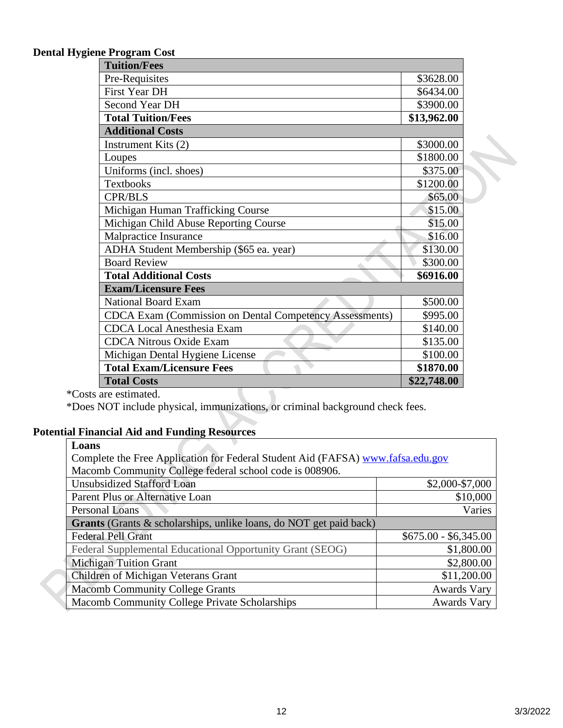## Dental Hygiene Program Cost

| | |
|---|---|
| **Tuition/Fees** | |
| Pre-Requisites | $3628.00 |
| First Year DH | $6434.00 |
| Second Year DH | $3900.00 |
| **Total Tuition/Fees** | **$13,962.00** |
| **Additional Costs** | |
| Instrument Kits (2) | $3000.00 |
| Loupes | $1800.00 |
| Uniforms (incl. shoes) | $375.00 |
| Textbooks | $1200.00 |
| CPR/BLS | $65.00 |
| Michigan Human Trafficking Course | $15.00 |
| Michigan Child Abuse Reporting Course | $15.00 |
| Malpractice Insurance | $16.00 |
| ADHA Student Membership ($65 ea. year) | $130.00 |
| Board Review | $300.00 |
| **Total Additional Costs** | **$6916.00** |
| **Exam/Licensure Fees** | |
| National Board Exam | $500.00 |
| CDCA Exam (Commission on Dental Competency Assessments) | $995.00 |
| CDCA Local Anesthesia Exam | $140.00 |
| CDCA Nitrous Oxide Exam | $135.00 |
| Michigan Dental Hygiene License | $100.00 |
| **Total Exam/Licensure Fees** | **$1870.00** |
| **Total Costs** | **$22,748.00** |

*Costs are estimated.

*Does NOT include physical, immunizations, or criminal background check fees.

## Potential Financial Aid and Funding Resources

| | |
|---|---|
| **Loans**<br>Complete the Free Application for Federal Student Aid (FAFSA) www.fafsa.edu.gov<br>Macomb Community College federal school code is 008906. | |
| Unsubsidized Stafford Loan | $2,000-$7,000 |
| Parent Plus or Alternative Loan | $10,000 |
| Personal Loans | Varies |
| **Grants** (Grants & scholarships, unlike loans, do NOT get paid back) | |
| Federal Pell Grant | $675.00 - $6,345.00 |
| Federal Supplemental Educational Opportunity Grant (SEOG) | $1,800.00 |
| Michigan Tuition Grant | $2,800.00 |
| Children of Michigan Veterans Grant | $11,200.00 |
| Macomb Community College Grants | Awards Vary |
| Macomb Community College Private Scholarships | Awards Vary |